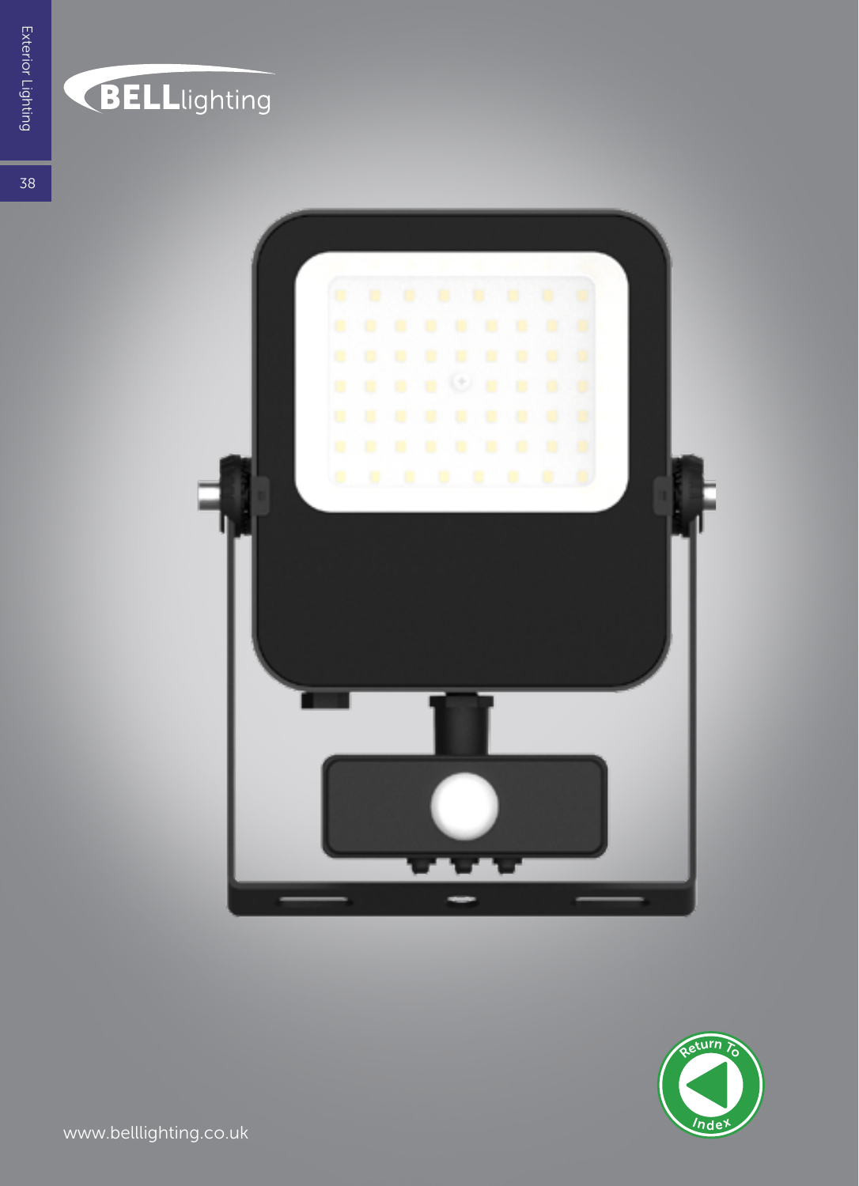BELLlighting

Exterior Lighting

www.belllighting.co.uk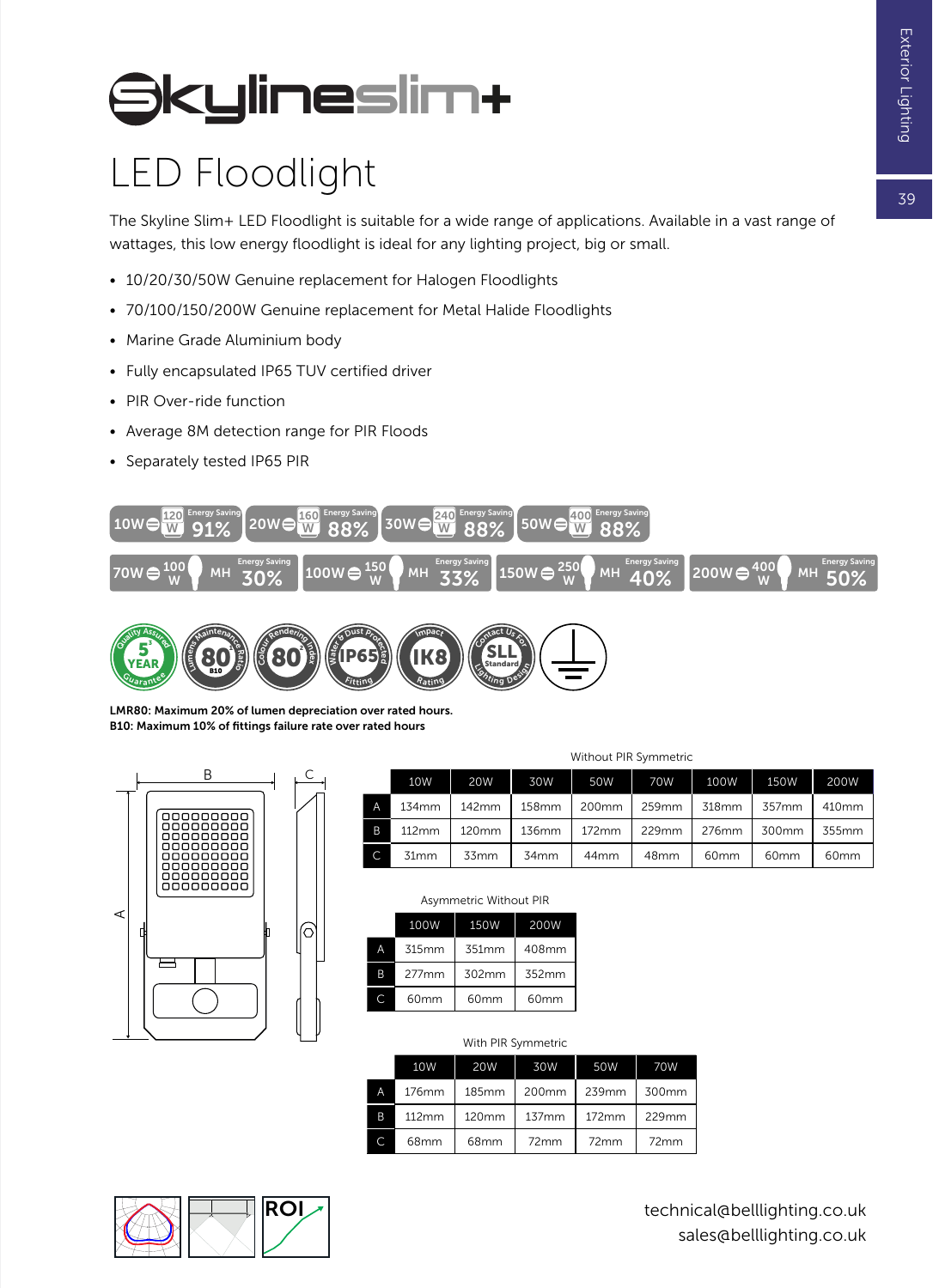# Skylineslim+

## LED Floodlight

The Skyline Slim+ LED Floodlight is suitable for a wide range of applications. Available in a vast range of wattages, this low energy floodlight is ideal for any lighting project, big or small.

- 10/20/30/50W Genuine replacement for Halogen Floodlights
- 70/100/150/200W Genuine replacement for Metal Halide Floodlights
- Marine Grade Aluminium body
- Fully encapsulated IP65 TUV certified driver
- PIR Over-ride function
- Average 8M detection range for PIR Floods
- Separately tested IP65 PIR

10W = 120 W Energy Saving 91%
20W = 160 W Energy Saving 88%
30W = 240 W Energy Saving 88%
50W = 400 W Energy Saving 88%

70W = 100 W MH Energy Saving 30%
100W = 150 W MH Energy Saving 33%
150W = 250 W MH Energy Saving 40%
200W = 400 W MH Energy Saving 50%

**LMR80: Maximum 20% of lumen depreciation over rated hours.**
**B10: Maximum 10% of fittings failure rate over rated hours**

Without PIR Symmetric

| | 10W | 20W | 30W | 50W | 70W | 100W | 150W | 200W |
|---|---|---|---|---|---|---|---|---|
| A | 134mm | 142mm | 158mm | 200mm | 259mm | 318mm | 357mm | 410mm |
| B | 112mm | 120mm | 136mm | 172mm | 229mm | 276mm | 300mm | 355mm |
| C | 31mm | 33mm | 34mm | 44mm | 48mm | 60mm | 60mm | 60mm |

Asymmetric Without PIR

| | 100W | 150W | 200W |
|---|---|---|---|
| A | 315mm | 351mm | 408mm |
| B | 277mm | 302mm | 352mm |
| C | 60mm | 60mm | 60mm |

With PIR Symmetric

| | 10W | 20W | 30W | 50W | 70W |
|---|---|---|---|---|---|
| A | 176mm | 185mm | 200mm | 239mm | 300mm |
| B | 112mm | 120mm | 137mm | 172mm | 229mm |
| C | 68mm | 68mm | 72mm | 72mm | 72mm |

technical@belllighting.co.uk
sales@belllighting.co.uk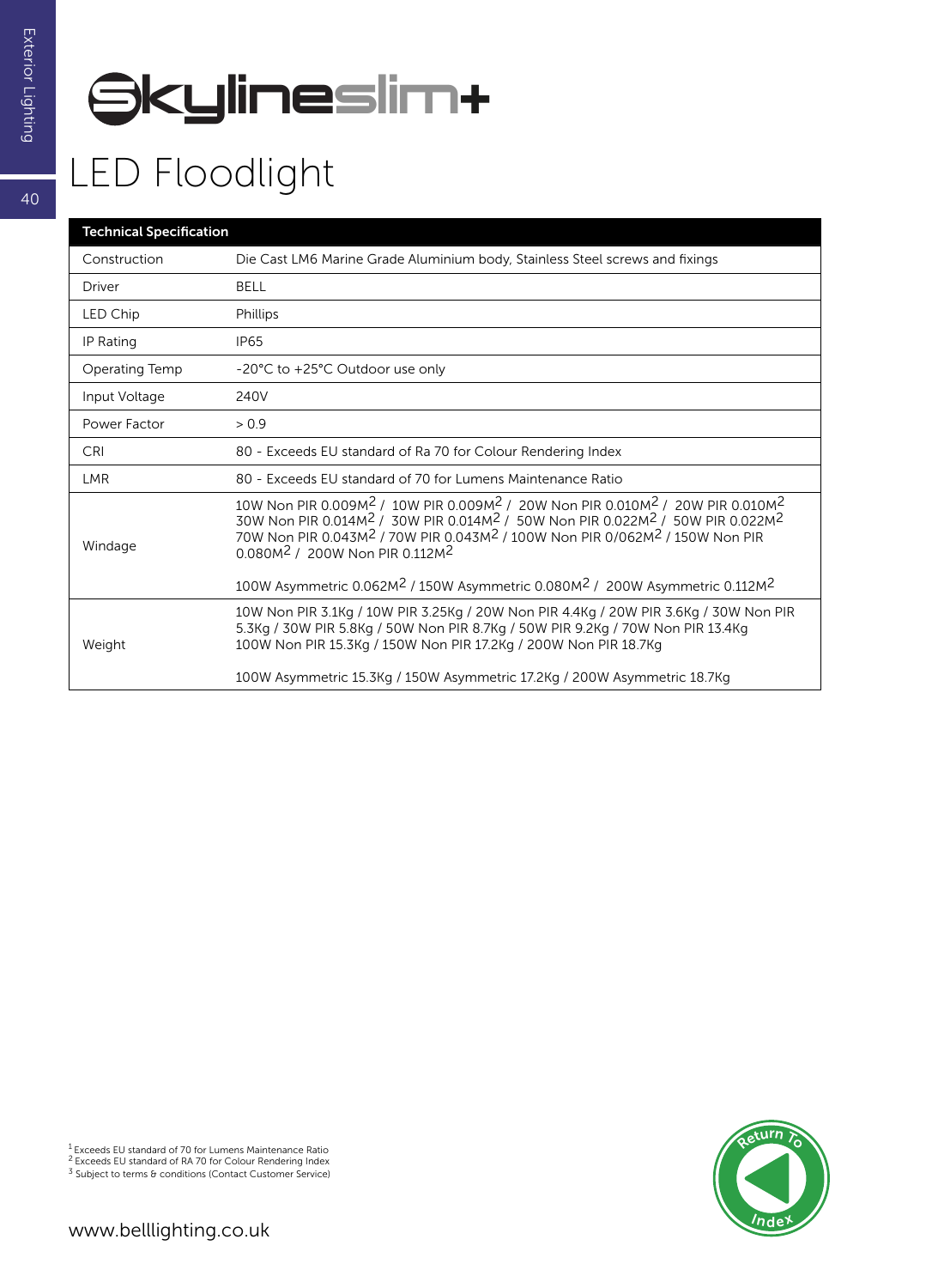# Skylineslim+

## LED Floodlight

| Technical Specification | |
|---|---|
| Construction | Die Cast LM6 Marine Grade Aluminium body, Stainless Steel screws and fixings |
| Driver | BELL |
| LED Chip | Phillips |
| IP Rating | IP65 |
| Operating Temp | -20°C to +25°C Outdoor use only |
| Input Voltage | 240V |
| Power Factor | > 0.9 |
| CRI | 80 - Exceeds EU standard of Ra 70 for Colour Rendering Index |
| LMR | 80 - Exceeds EU standard of 70 for Lumens Maintenance Ratio |
| Windage | 10W Non PIR 0.009M$^2$ / 10W PIR 0.009M$^2$ / 20W Non PIR 0.010M$^2$ / 20W PIR 0.010M$^2$ 30W Non PIR 0.014M$^2$ / 30W PIR 0.014M$^2$ / 50W Non PIR 0.022M$^2$ / 50W PIR 0.022M$^2$ 70W Non PIR 0.043M$^2$ / 70W PIR 0.043M$^2$ / 100W Non PIR 0/062M$^2$ / 150W Non PIR 0.080M$^2$ / 200W Non PIR 0.112M$^2$<br><br>100W Asymmetric 0.062M$^2$ / 150W Asymmetric 0.080M$^2$ / 200W Asymmetric 0.112M$^2$ |
| Weight | 10W Non PIR 3.1Kg / 10W PIR 3.25Kg / 20W Non PIR 4.4Kg / 20W PIR 3.6Kg / 30W Non PIR 5.3Kg / 30W PIR 5.8Kg / 50W Non PIR 8.7Kg / 50W PIR 9.2Kg / 70W Non PIR 13.4Kg 100W Non PIR 15.3Kg / 150W Non PIR 17.2Kg / 200W Non PIR 18.7Kg<br><br>100W Asymmetric 15.3Kg / 150W Asymmetric 17.2Kg / 200W Asymmetric 18.7Kg |

[1] Exceeds EU standard of 70 for Lumens Maintenance Ratio
[2] Exceeds EU standard of RA 70 for Colour Rendering Index
[3] Subject to terms & conditions (Contact Customer Service)

www.belllighting.co.uk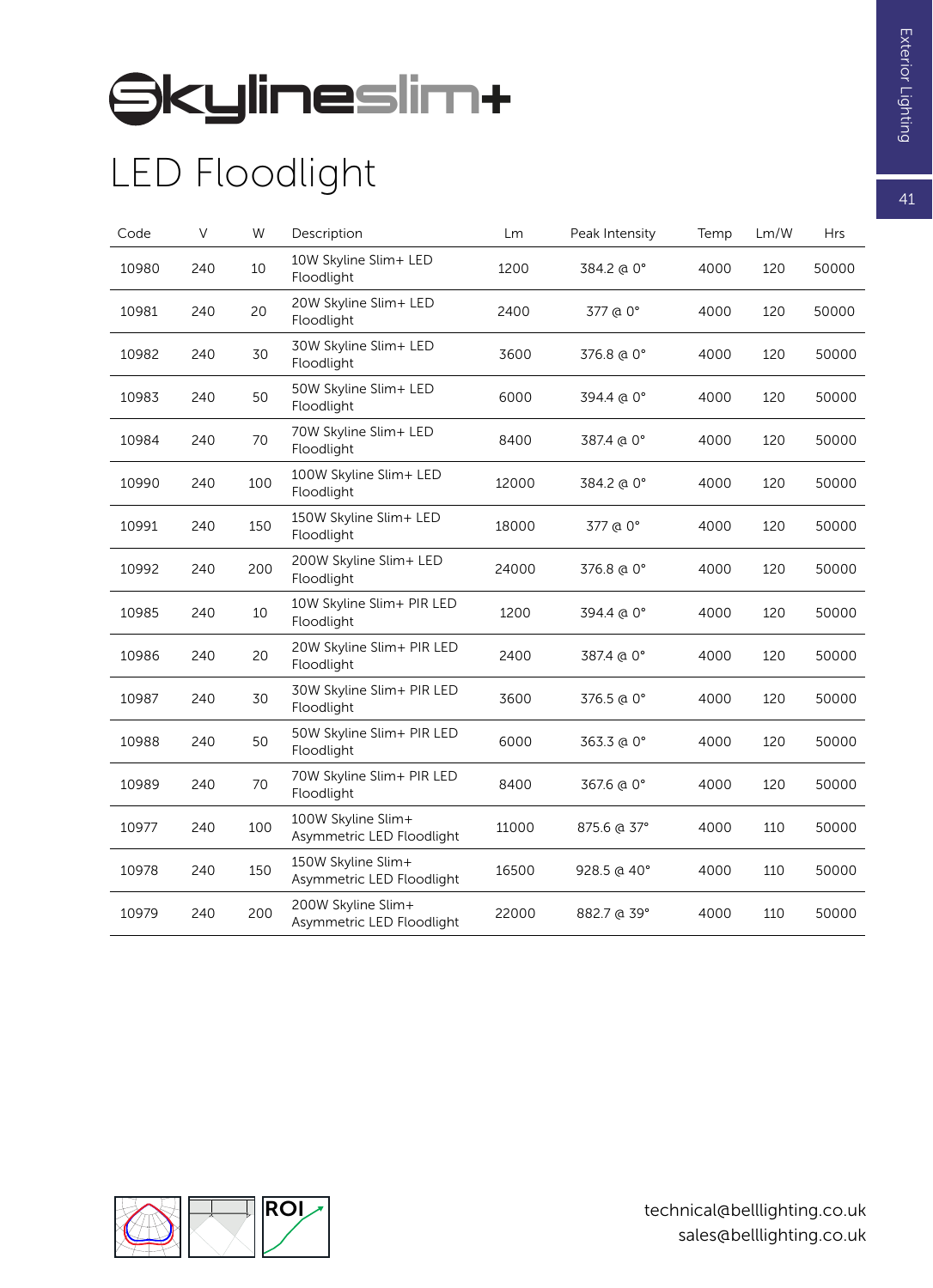# Skylineslim+

## LED Floodlight

| Code | V | W | Description | Lm | Peak Intensity | Temp | Lm/W | Hrs |
|---|---|---|---|---|---|---|---|---|
| 10980 | 240 | 10 | 10W Skyline Slim+ LED Floodlight | 1200 | 384.2 @ 0° | 4000 | 120 | 50000 |
| 10981 | 240 | 20 | 20W Skyline Slim+ LED Floodlight | 2400 | 377 @ 0° | 4000 | 120 | 50000 |
| 10982 | 240 | 30 | 30W Skyline Slim+ LED Floodlight | 3600 | 376.8 @ 0° | 4000 | 120 | 50000 |
| 10983 | 240 | 50 | 50W Skyline Slim+ LED Floodlight | 6000 | 394.4 @ 0° | 4000 | 120 | 50000 |
| 10984 | 240 | 70 | 70W Skyline Slim+ LED Floodlight | 8400 | 387.4 @ 0° | 4000 | 120 | 50000 |
| 10990 | 240 | 100 | 100W Skyline Slim+ LED Floodlight | 12000 | 384.2 @ 0° | 4000 | 120 | 50000 |
| 10991 | 240 | 150 | 150W Skyline Slim+ LED Floodlight | 18000 | 377 @ 0° | 4000 | 120 | 50000 |
| 10992 | 240 | 200 | 200W Skyline Slim+ LED Floodlight | 24000 | 376.8 @ 0° | 4000 | 120 | 50000 |
| 10985 | 240 | 10 | 10W Skyline Slim+ PIR LED Floodlight | 1200 | 394.4 @ 0° | 4000 | 120 | 50000 |
| 10986 | 240 | 20 | 20W Skyline Slim+ PIR LED Floodlight | 2400 | 387.4 @ 0° | 4000 | 120 | 50000 |
| 10987 | 240 | 30 | 30W Skyline Slim+ PIR LED Floodlight | 3600 | 376.5 @ 0° | 4000 | 120 | 50000 |
| 10988 | 240 | 50 | 50W Skyline Slim+ PIR LED Floodlight | 6000 | 363.3 @ 0° | 4000 | 120 | 50000 |
| 10989 | 240 | 70 | 70W Skyline Slim+ PIR LED Floodlight | 8400 | 367.6 @ 0° | 4000 | 120 | 50000 |
| 10977 | 240 | 100 | 100W Skyline Slim+ Asymmetric LED Floodlight | 11000 | 875.6 @ 37° | 4000 | 110 | 50000 |
| 10978 | 240 | 150 | 150W Skyline Slim+ Asymmetric LED Floodlight | 16500 | 928.5 @ 40° | 4000 | 110 | 50000 |
| 10979 | 240 | 200 | 200W Skyline Slim+ Asymmetric LED Floodlight | 22000 | 882.7 @ 39° | 4000 | 110 | 50000 |

ROI

technical@belllighting.co.uk
sales@belllighting.co.uk